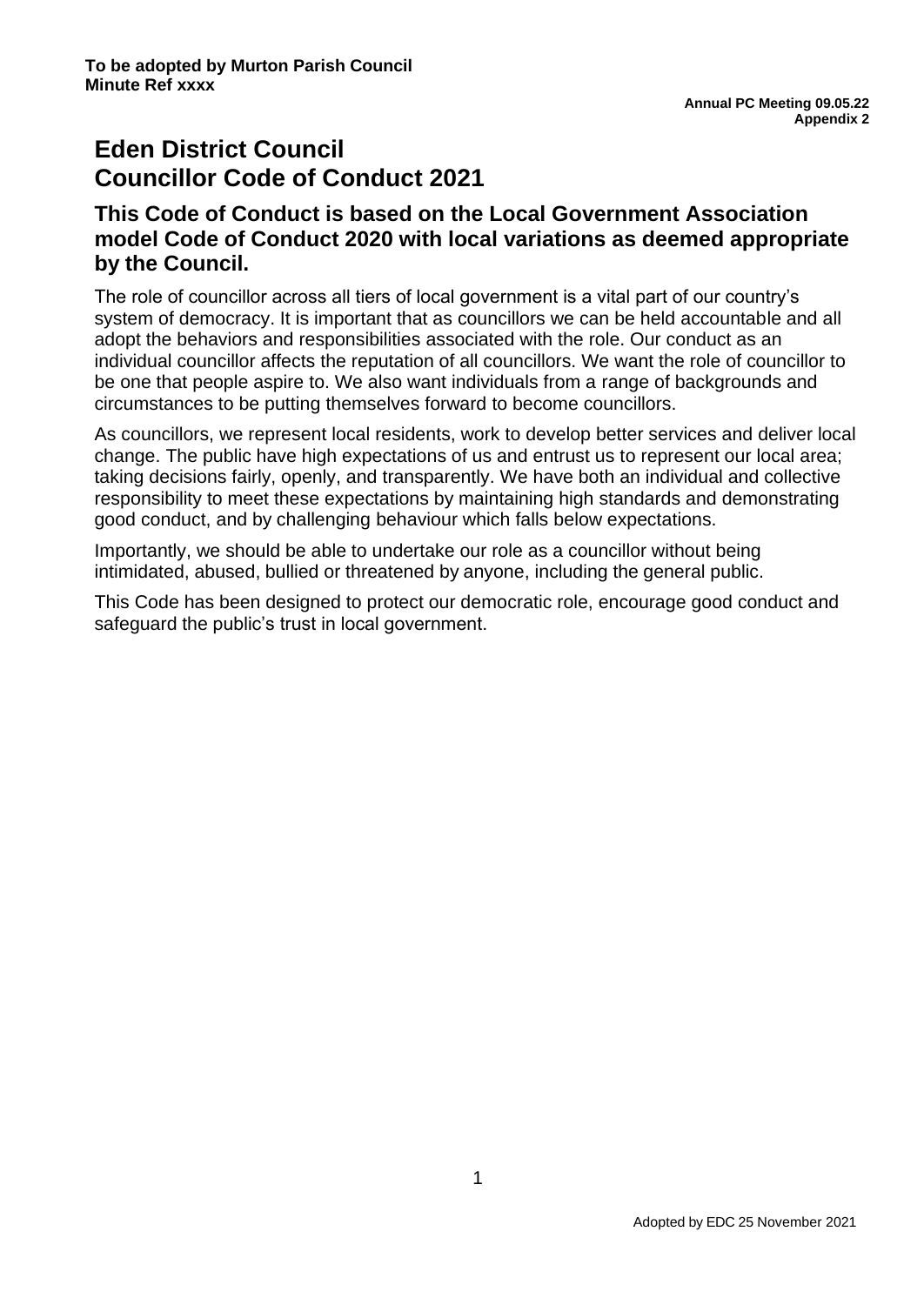**To be adopted by Murton Parish Council**
**Minute Ref xxxx**

**Annual PC Meeting 09.05.22**
**Appendix 2**

# Eden District Council
# Councillor Code of Conduct 2021

## This Code of Conduct is based on the Local Government Association model Code of Conduct 2020 with local variations as deemed appropriate by the Council.

The role of councillor across all tiers of local government is a vital part of our country's system of democracy. It is important that as councillors we can be held accountable and all adopt the behaviors and responsibilities associated with the role. Our conduct as an individual councillor affects the reputation of all councillors. We want the role of councillor to be one that people aspire to. We also want individuals from a range of backgrounds and circumstances to be putting themselves forward to become councillors.

As councillors, we represent local residents, work to develop better services and deliver local change. The public have high expectations of us and entrust us to represent our local area; taking decisions fairly, openly, and transparently. We have both an individual and collective responsibility to meet these expectations by maintaining high standards and demonstrating good conduct, and by challenging behaviour which falls below expectations.

Importantly, we should be able to undertake our role as a councillor without being intimidated, abused, bullied or threatened by anyone, including the general public.

This Code has been designed to protect our democratic role, encourage good conduct and safeguard the public's trust in local government.

Adopted by EDC 25 November 2021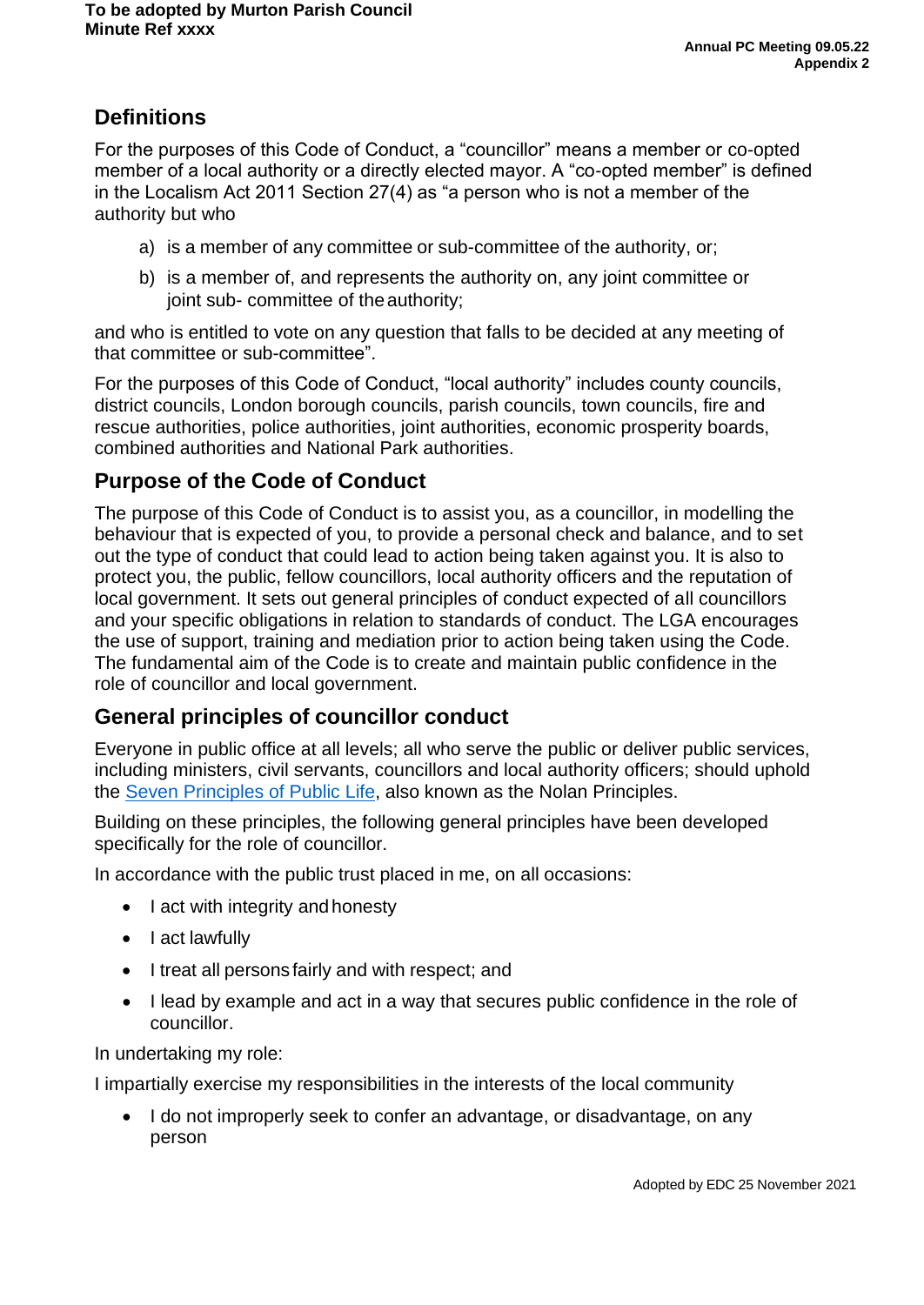## Definitions

For the purposes of this Code of Conduct, a "councillor" means a member or co-opted member of a local authority or a directly elected mayor. A "co-opted member" is defined in the Localism Act 2011 Section 27(4) as "a person who is not a member of the authority but who

a) is a member of any committee or sub-committee of the authority, or;

b) is a member of, and represents the authority on, any joint committee or joint sub- committee of the authority;

and who is entitled to vote on any question that falls to be decided at any meeting of that committee or sub-committee".

For the purposes of this Code of Conduct, "local authority" includes county councils, district councils, London borough councils, parish councils, town councils, fire and rescue authorities, police authorities, joint authorities, economic prosperity boards, combined authorities and National Park authorities.

## Purpose of the Code of Conduct

The purpose of this Code of Conduct is to assist you, as a councillor, in modelling the behaviour that is expected of you, to provide a personal check and balance, and to set out the type of conduct that could lead to action being taken against you. It is also to protect you, the public, fellow councillors, local authority officers and the reputation of local government. It sets out general principles of conduct expected of all councillors and your specific obligations in relation to standards of conduct. The LGA encourages the use of support, training and mediation prior to action being taken using the Code. The fundamental aim of the Code is to create and maintain public confidence in the role of councillor and local government.

## General principles of councillor conduct

Everyone in public office at all levels; all who serve the public or deliver public services, including ministers, civil servants, councillors and local authority officers; should uphold the Seven Principles of Public Life, also known as the Nolan Principles.

Building on these principles, the following general principles have been developed specifically for the role of councillor.

In accordance with the public trust placed in me, on all occasions:

- I act with integrity and honesty
- I act lawfully
- I treat all persons fairly and with respect; and
- I lead by example and act in a way that secures public confidence in the role of councillor.

In undertaking my role:

I impartially exercise my responsibilities in the interests of the local community

- I do not improperly seek to confer an advantage, or disadvantage, on any person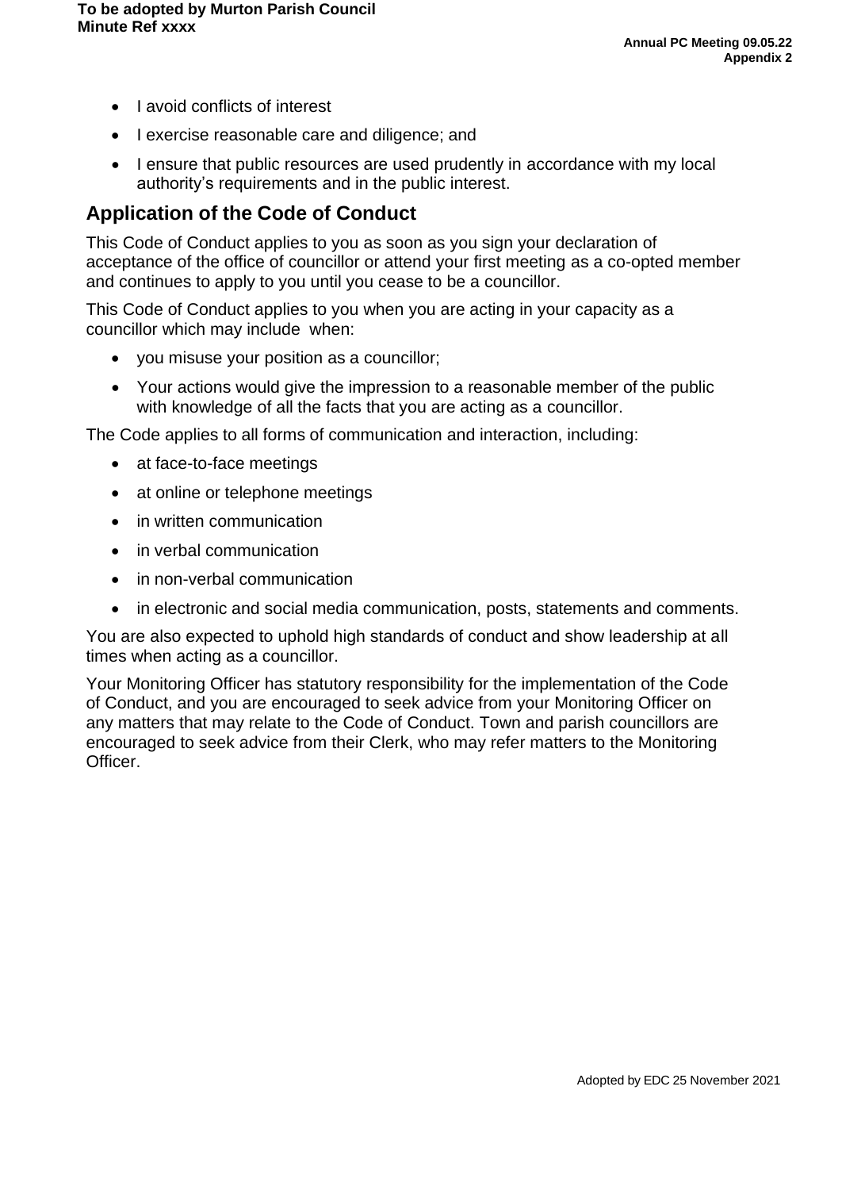- I avoid conflicts of interest
- I exercise reasonable care and diligence; and
- I ensure that public resources are used prudently in accordance with my local authority's requirements and in the public interest.

## Application of the Code of Conduct

This Code of Conduct applies to you as soon as you sign your declaration of acceptance of the office of councillor or attend your first meeting as a co-opted member and continues to apply to you until you cease to be a councillor.

This Code of Conduct applies to you when you are acting in your capacity as a councillor which may include when:

- you misuse your position as a councillor;
- Your actions would give the impression to a reasonable member of the public with knowledge of all the facts that you are acting as a councillor.

The Code applies to all forms of communication and interaction, including:

- at face-to-face meetings
- at online or telephone meetings
- in written communication
- in verbal communication
- in non-verbal communication
- in electronic and social media communication, posts, statements and comments.

You are also expected to uphold high standards of conduct and show leadership at all times when acting as a councillor.

Your Monitoring Officer has statutory responsibility for the implementation of the Code of Conduct, and you are encouraged to seek advice from your Monitoring Officer on any matters that may relate to the Code of Conduct. Town and parish councillors are encouraged to seek advice from their Clerk, who may refer matters to the Monitoring Officer.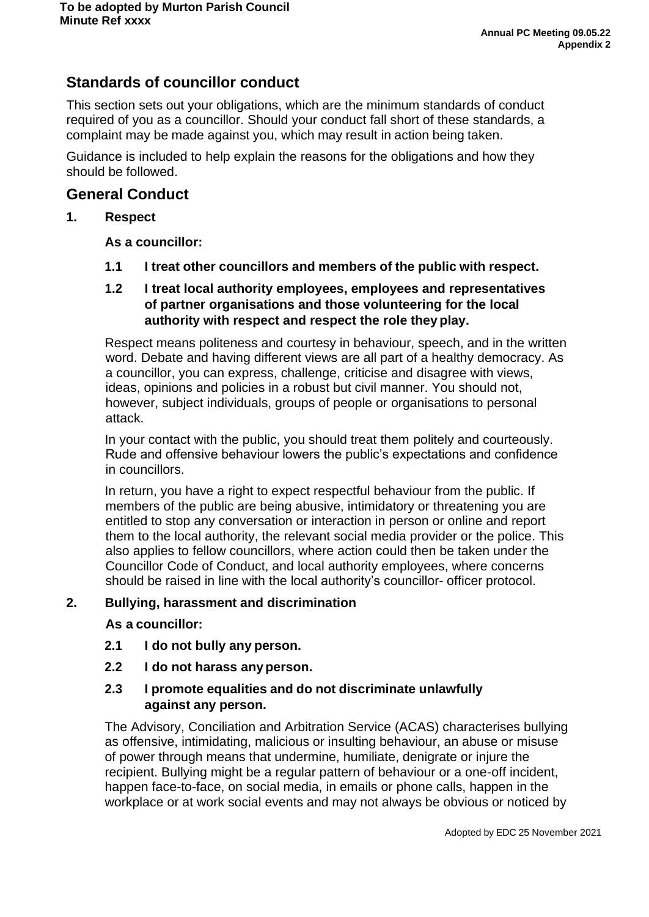## Standards of councillor conduct

This section sets out your obligations, which are the minimum standards of conduct required of you as a councillor. Should your conduct fall short of these standards, a complaint may be made against you, which may result in action being taken.

Guidance is included to help explain the reasons for the obligations and how they should be followed.

## General Conduct

### 1. Respect

**As a councillor:**

**1.1 I treat other councillors and members of the public with respect.**

**1.2 I treat local authority employees, employees and representatives of partner organisations and those volunteering for the local authority with respect and respect the role they play.**

Respect means politeness and courtesy in behaviour, speech, and in the written word. Debate and having different views are all part of a healthy democracy. As a councillor, you can express, challenge, criticise and disagree with views, ideas, opinions and policies in a robust but civil manner. You should not, however, subject individuals, groups of people or organisations to personal attack.

In your contact with the public, you should treat them politely and courteously. Rude and offensive behaviour lowers the public's expectations and confidence in councillors.

In return, you have a right to expect respectful behaviour from the public. If members of the public are being abusive, intimidatory or threatening you are entitled to stop any conversation or interaction in person or online and report them to the local authority, the relevant social media provider or the police. This also applies to fellow councillors, where action could then be taken under the Councillor Code of Conduct, and local authority employees, where concerns should be raised in line with the local authority's councillor- officer protocol.

### 2. Bullying, harassment and discrimination

**As a councillor:**

**2.1 I do not bully any person.**

**2.2 I do not harass any person.**

**2.3 I promote equalities and do not discriminate unlawfully against any person.**

The Advisory, Conciliation and Arbitration Service (ACAS) characterises bullying as offensive, intimidating, malicious or insulting behaviour, an abuse or misuse of power through means that undermine, humiliate, denigrate or injure the recipient. Bullying might be a regular pattern of behaviour or a one-off incident, happen face-to-face, on social media, in emails or phone calls, happen in the workplace or at work social events and may not always be obvious or noticed by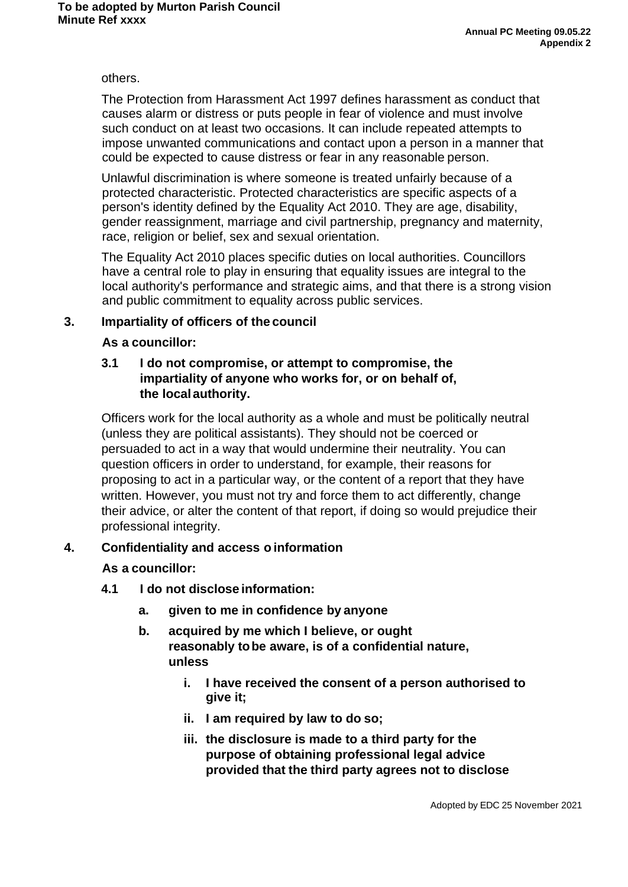others.

The Protection from Harassment Act 1997 defines harassment as conduct that causes alarm or distress or puts people in fear of violence and must involve such conduct on at least two occasions. It can include repeated attempts to impose unwanted communications and contact upon a person in a manner that could be expected to cause distress or fear in any reasonable person.

Unlawful discrimination is where someone is treated unfairly because of a protected characteristic. Protected characteristics are specific aspects of a person's identity defined by the Equality Act 2010. They are age, disability, gender reassignment, marriage and civil partnership, pregnancy and maternity, race, religion or belief, sex and sexual orientation.

The Equality Act 2010 places specific duties on local authorities. Councillors have a central role to play in ensuring that equality issues are integral to the local authority's performance and strategic aims, and that there is a strong vision and public commitment to equality across public services.

## 3. Impartiality of officers of the council

**As a councillor:**

**3.1 I do not compromise, or attempt to compromise, the impartiality of anyone who works for, or on behalf of, the local authority.**

Officers work for the local authority as a whole and must be politically neutral (unless they are political assistants). They should not be coerced or persuaded to act in a way that would undermine their neutrality. You can question officers in order to understand, for example, their reasons for proposing to act in a particular way, or the content of a report that they have written. However, you must not try and force them to act differently, change their advice, or alter the content of that report, if doing so would prejudice their professional integrity.

## 4. Confidentiality and access o information

**As a councillor:**

**4.1 I do not disclose information:**

- **a. given to me in confidence by anyone**
- **b. acquired by me which I believe, or ought reasonably to be aware, is of a confidential nature, unless**
  - **i. I have received the consent of a person authorised to give it;**
  - **ii. I am required by law to do so;**
  - **iii. the disclosure is made to a third party for the purpose of obtaining professional legal advice provided that the third party agrees not to disclose**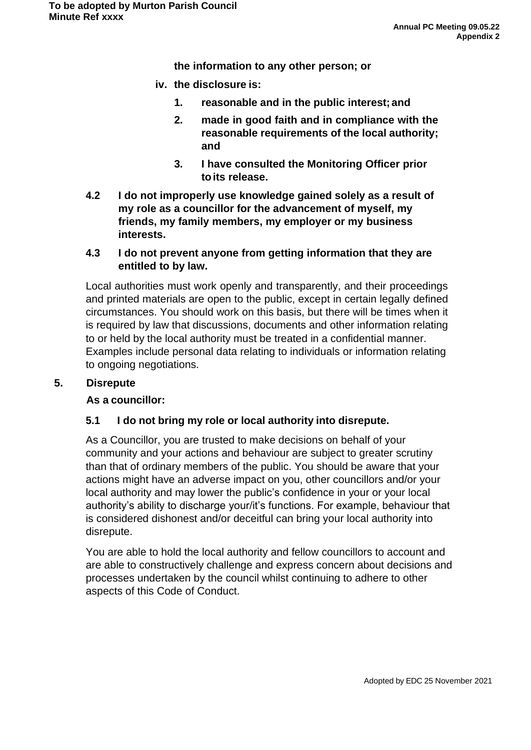**the information to any other person; or**

**iv. the disclosure is:**

1. **reasonable and in the public interest; and**
2. **made in good faith and in compliance with the reasonable requirements of the local authority; and**
3. **I have consulted the Monitoring Officer prior to its release.**

**4.2 I do not improperly use knowledge gained solely as a result of my role as a councillor for the advancement of myself, my friends, my family members, my employer or my business interests.**

**4.3 I do not prevent anyone from getting information that they are entitled to by law.**

Local authorities must work openly and transparently, and their proceedings and printed materials are open to the public, except in certain legally defined circumstances. You should work on this basis, but there will be times when it is required by law that discussions, documents and other information relating to or held by the local authority must be treated in a confidential manner. Examples include personal data relating to individuals or information relating to ongoing negotiations.

## 5. Disrepute

**As a councillor:**

**5.1 I do not bring my role or local authority into disrepute.**

As a Councillor, you are trusted to make decisions on behalf of your community and your actions and behaviour are subject to greater scrutiny than that of ordinary members of the public. You should be aware that your actions might have an adverse impact on you, other councillors and/or your local authority and may lower the public's confidence in your or your local authority's ability to discharge your/it's functions. For example, behaviour that is considered dishonest and/or deceitful can bring your local authority into disrepute.

You are able to hold the local authority and fellow councillors to account and are able to constructively challenge and express concern about decisions and processes undertaken by the council whilst continuing to adhere to other aspects of this Code of Conduct.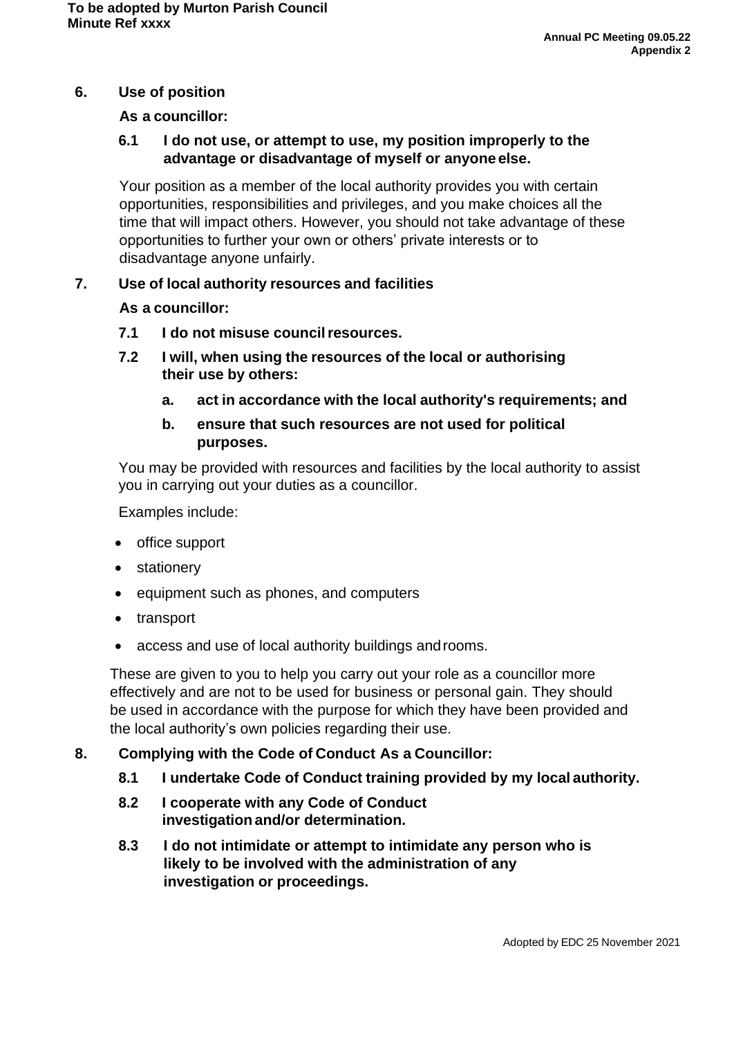## 6. Use of position

**As a councillor:**

**6.1 I do not use, or attempt to use, my position improperly to the advantage or disadvantage of myself or anyone else.**

Your position as a member of the local authority provides you with certain opportunities, responsibilities and privileges, and you make choices all the time that will impact others. However, you should not take advantage of these opportunities to further your own or others' private interests or to disadvantage anyone unfairly.

## 7. Use of local authority resources and facilities

**As a councillor:**

**7.1 I do not misuse council resources.**

**7.2 I will, when using the resources of the local or authorising their use by others:**

**a. act in accordance with the local authority's requirements; and**

**b. ensure that such resources are not used for political purposes.**

You may be provided with resources and facilities by the local authority to assist you in carrying out your duties as a councillor.

Examples include:

- office support
- stationery
- equipment such as phones, and computers
- transport
- access and use of local authority buildings and rooms.

These are given to you to help you carry out your role as a councillor more effectively and are not to be used for business or personal gain. They should be used in accordance with the purpose for which they have been provided and the local authority's own policies regarding their use.

## 8. Complying with the Code of Conduct As a Councillor:

**8.1 I undertake Code of Conduct training provided by my local authority.**

**8.2 I cooperate with any Code of Conduct investigation and/or determination.**

**8.3 I do not intimidate or attempt to intimidate any person who is likely to be involved with the administration of any investigation or proceedings.**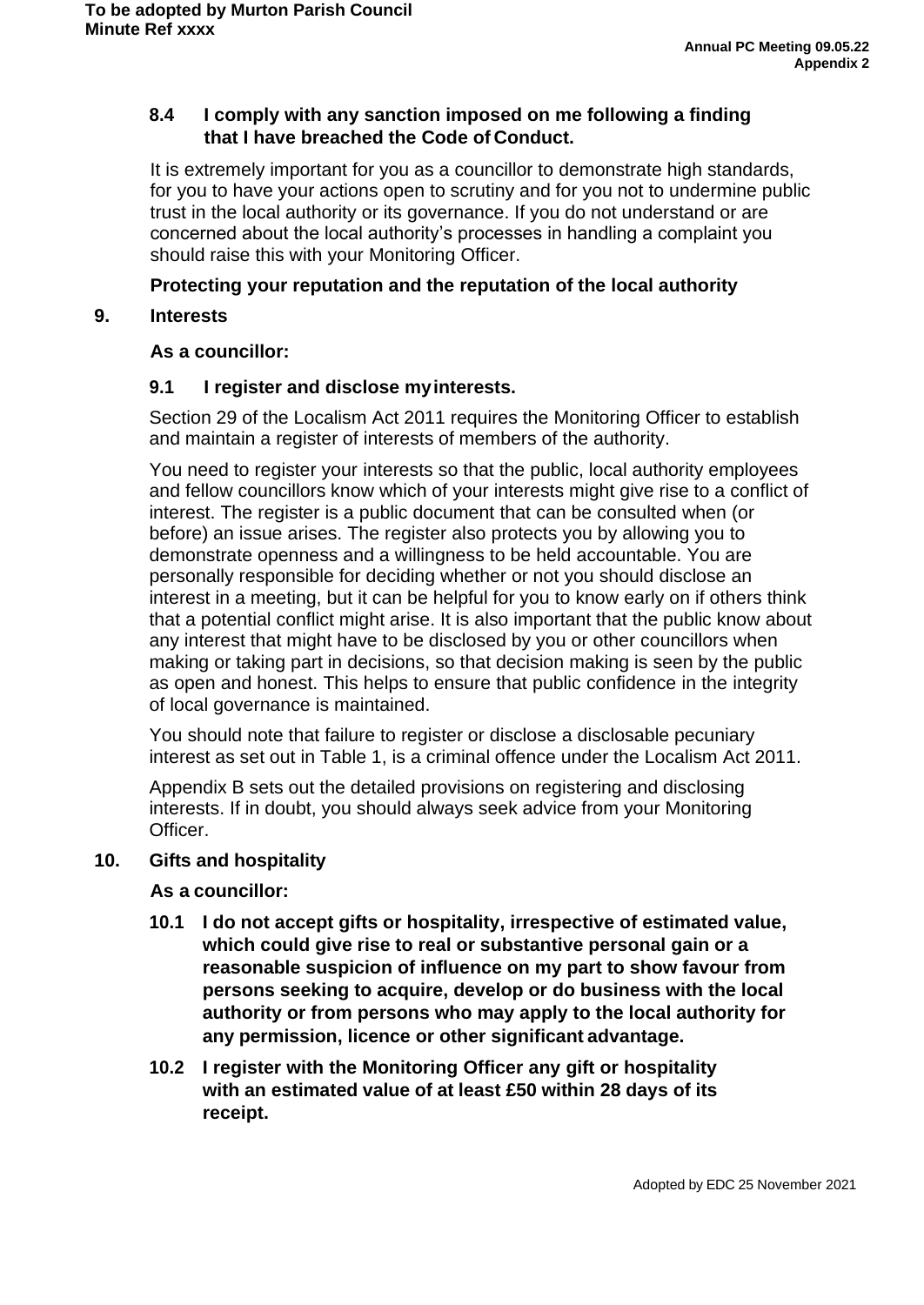**8.4 I comply with any sanction imposed on me following a finding that I have breached the Code of Conduct.**

It is extremely important for you as a councillor to demonstrate high standards, for you to have your actions open to scrutiny and for you not to undermine public trust in the local authority or its governance. If you do not understand or are concerned about the local authority's processes in handling a complaint you should raise this with your Monitoring Officer.

### Protecting your reputation and the reputation of the local authority

## 9. Interests

**As a councillor:**

**9.1 I register and disclose my interests.**

Section 29 of the Localism Act 2011 requires the Monitoring Officer to establish and maintain a register of interests of members of the authority.

You need to register your interests so that the public, local authority employees and fellow councillors know which of your interests might give rise to a conflict of interest. The register is a public document that can be consulted when (or before) an issue arises. The register also protects you by allowing you to demonstrate openness and a willingness to be held accountable. You are personally responsible for deciding whether or not you should disclose an interest in a meeting, but it can be helpful for you to know early on if others think that a potential conflict might arise. It is also important that the public know about any interest that might have to be disclosed by you or other councillors when making or taking part in decisions, so that decision making is seen by the public as open and honest. This helps to ensure that public confidence in the integrity of local governance is maintained.

You should note that failure to register or disclose a disclosable pecuniary interest as set out in Table 1, is a criminal offence under the Localism Act 2011.

Appendix B sets out the detailed provisions on registering and disclosing interests. If in doubt, you should always seek advice from your Monitoring Officer.

## 10. Gifts and hospitality

**As a councillor:**

**10.1 I do not accept gifts or hospitality, irrespective of estimated value, which could give rise to real or substantive personal gain or a reasonable suspicion of influence on my part to show favour from persons seeking to acquire, develop or do business with the local authority or from persons who may apply to the local authority for any permission, licence or other significant advantage.**

**10.2 I register with the Monitoring Officer any gift or hospitality with an estimated value of at least £50 within 28 days of its receipt.**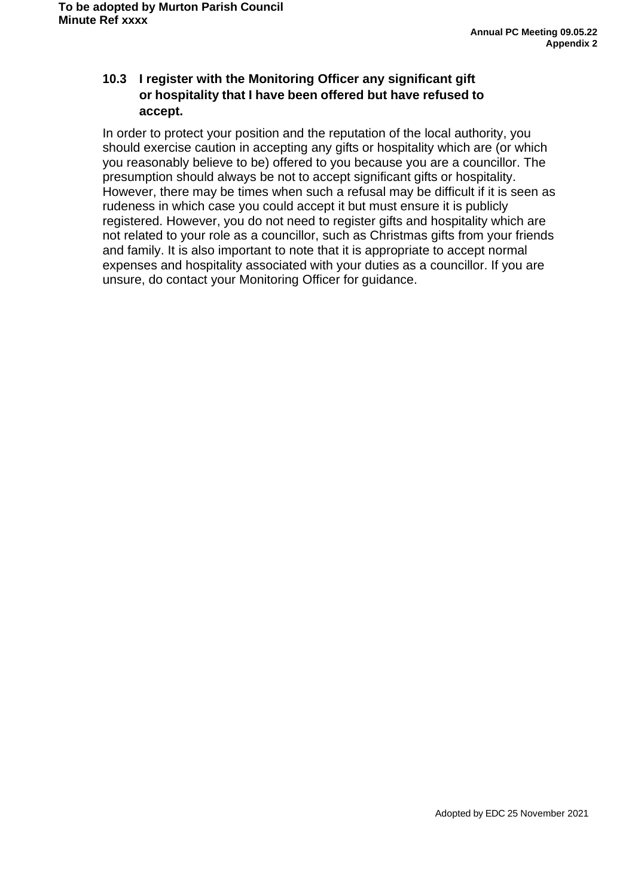### 10.3 I register with the Monitoring Officer any significant gift or hospitality that I have been offered but have refused to accept.

In order to protect your position and the reputation of the local authority, you should exercise caution in accepting any gifts or hospitality which are (or which you reasonably believe to be) offered to you because you are a councillor. The presumption should always be not to accept significant gifts or hospitality. However, there may be times when such a refusal may be difficult if it is seen as rudeness in which case you could accept it but must ensure it is publicly registered. However, you do not need to register gifts and hospitality which are not related to your role as a councillor, such as Christmas gifts from your friends and family. It is also important to note that it is appropriate to accept normal expenses and hospitality associated with your duties as a councillor. If you are unsure, do contact your Monitoring Officer for guidance.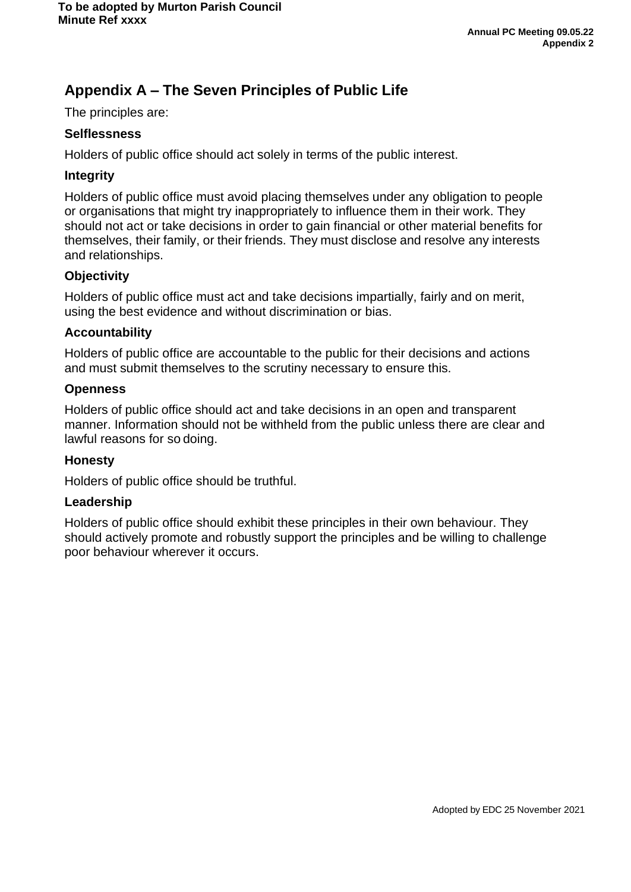## Appendix A – The Seven Principles of Public Life

The principles are:

### Selflessness

Holders of public office should act solely in terms of the public interest.

### Integrity

Holders of public office must avoid placing themselves under any obligation to people or organisations that might try inappropriately to influence them in their work. They should not act or take decisions in order to gain financial or other material benefits for themselves, their family, or their friends. They must disclose and resolve any interests and relationships.

### Objectivity

Holders of public office must act and take decisions impartially, fairly and on merit, using the best evidence and without discrimination or bias.

### Accountability

Holders of public office are accountable to the public for their decisions and actions and must submit themselves to the scrutiny necessary to ensure this.

### Openness

Holders of public office should act and take decisions in an open and transparent manner. Information should not be withheld from the public unless there are clear and lawful reasons for so doing.

### Honesty

Holders of public office should be truthful.

### Leadership

Holders of public office should exhibit these principles in their own behaviour. They should actively promote and robustly support the principles and be willing to challenge poor behaviour wherever it occurs.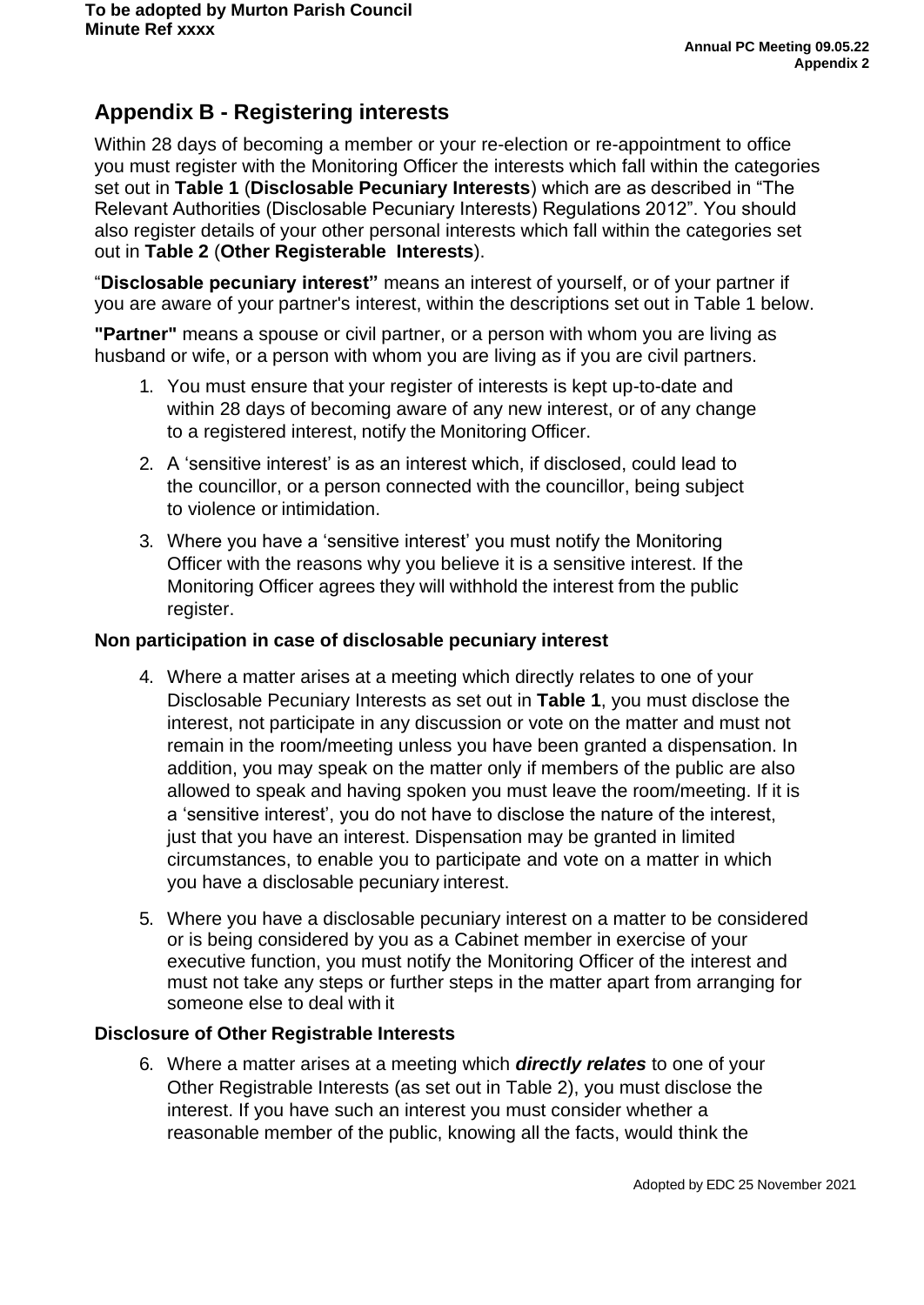## Appendix B - Registering interests

Within 28 days of becoming a member or your re-election or re-appointment to office you must register with the Monitoring Officer the interests which fall within the categories set out in **Table 1** (**Disclosable Pecuniary Interests**) which are as described in "The Relevant Authorities (Disclosable Pecuniary Interests) Regulations 2012". You should also register details of your other personal interests which fall within the categories set out in **Table 2** (**Other Registerable Interests**).

"**Disclosable pecuniary interest"** means an interest of yourself, or of your partner if you are aware of your partner's interest, within the descriptions set out in Table 1 below.

**"Partner"** means a spouse or civil partner, or a person with whom you are living as husband or wife, or a person with whom you are living as if you are civil partners.

1. You must ensure that your register of interests is kept up-to-date and within 28 days of becoming aware of any new interest, or of any change to a registered interest, notify the Monitoring Officer.
2. A 'sensitive interest' is as an interest which, if disclosed, could lead to the councillor, or a person connected with the councillor, being subject to violence or intimidation.
3. Where you have a 'sensitive interest' you must notify the Monitoring Officer with the reasons why you believe it is a sensitive interest. If the Monitoring Officer agrees they will withhold the interest from the public register.

**Non participation in case of disclosable pecuniary interest**

4. Where a matter arises at a meeting which directly relates to one of your Disclosable Pecuniary Interests as set out in **Table 1**, you must disclose the interest, not participate in any discussion or vote on the matter and must not remain in the room/meeting unless you have been granted a dispensation. In addition, you may speak on the matter only if members of the public are also allowed to speak and having spoken you must leave the room/meeting. If it is a 'sensitive interest', you do not have to disclose the nature of the interest, just that you have an interest. Dispensation may be granted in limited circumstances, to enable you to participate and vote on a matter in which you have a disclosable pecuniary interest.
5. Where you have a disclosable pecuniary interest on a matter to be considered or is being considered by you as a Cabinet member in exercise of your executive function, you must notify the Monitoring Officer of the interest and must not take any steps or further steps in the matter apart from arranging for someone else to deal with it

**Disclosure of Other Registrable Interests**

6. Where a matter arises at a meeting which ***directly relates*** to one of your Other Registrable Interests (as set out in Table 2), you must disclose the interest. If you have such an interest you must consider whether a reasonable member of the public, knowing all the facts, would think the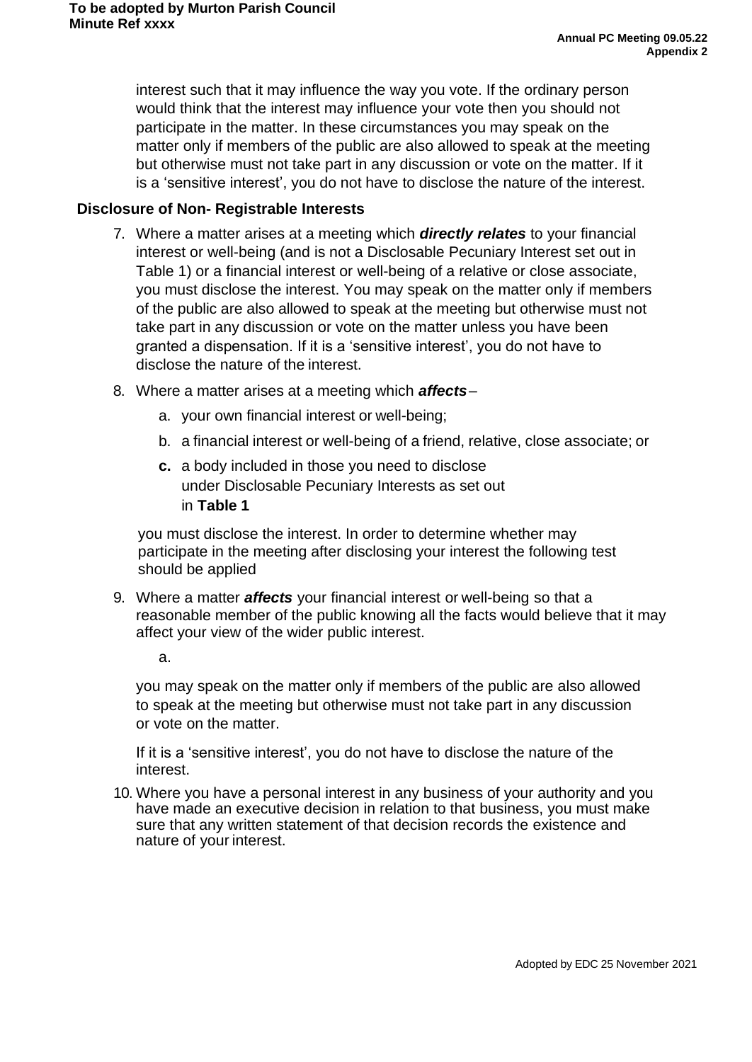interest such that it may influence the way you vote. If the ordinary person would think that the interest may influence your vote then you should not participate in the matter. In these circumstances you may speak on the matter only if members of the public are also allowed to speak at the meeting but otherwise must not take part in any discussion or vote on the matter. If it is a 'sensitive interest', you do not have to disclose the nature of the interest.

**Disclosure of Non- Registrable Interests**

7. Where a matter arises at a meeting which ***directly relates*** to your financial interest or well-being (and is not a Disclosable Pecuniary Interest set out in Table 1) or a financial interest or well-being of a relative or close associate, you must disclose the interest. You may speak on the matter only if members of the public are also allowed to speak at the meeting but otherwise must not take part in any discussion or vote on the matter unless you have been granted a dispensation. If it is a 'sensitive interest', you do not have to disclose the nature of the interest.

8. Where a matter arises at a meeting which ***affects*** –

   a. your own financial interest or well-being;

   b. a financial interest or well-being of a friend, relative, close associate; or

   **c.** a body included in those you need to disclose under Disclosable Pecuniary Interests as set out in **Table 1**

   you must disclose the interest. In order to determine whether may participate in the meeting after disclosing your interest the following test should be applied

9. Where a matter ***affects*** your financial interest or well-being so that a reasonable member of the public knowing all the facts would believe that it may affect your view of the wider public interest.

   a.

   you may speak on the matter only if members of the public are also allowed to speak at the meeting but otherwise must not take part in any discussion or vote on the matter.

   If it is a 'sensitive interest', you do not have to disclose the nature of the interest.

10. Where you have a personal interest in any business of your authority and you have made an executive decision in relation to that business, you must make sure that any written statement of that decision records the existence and nature of your interest.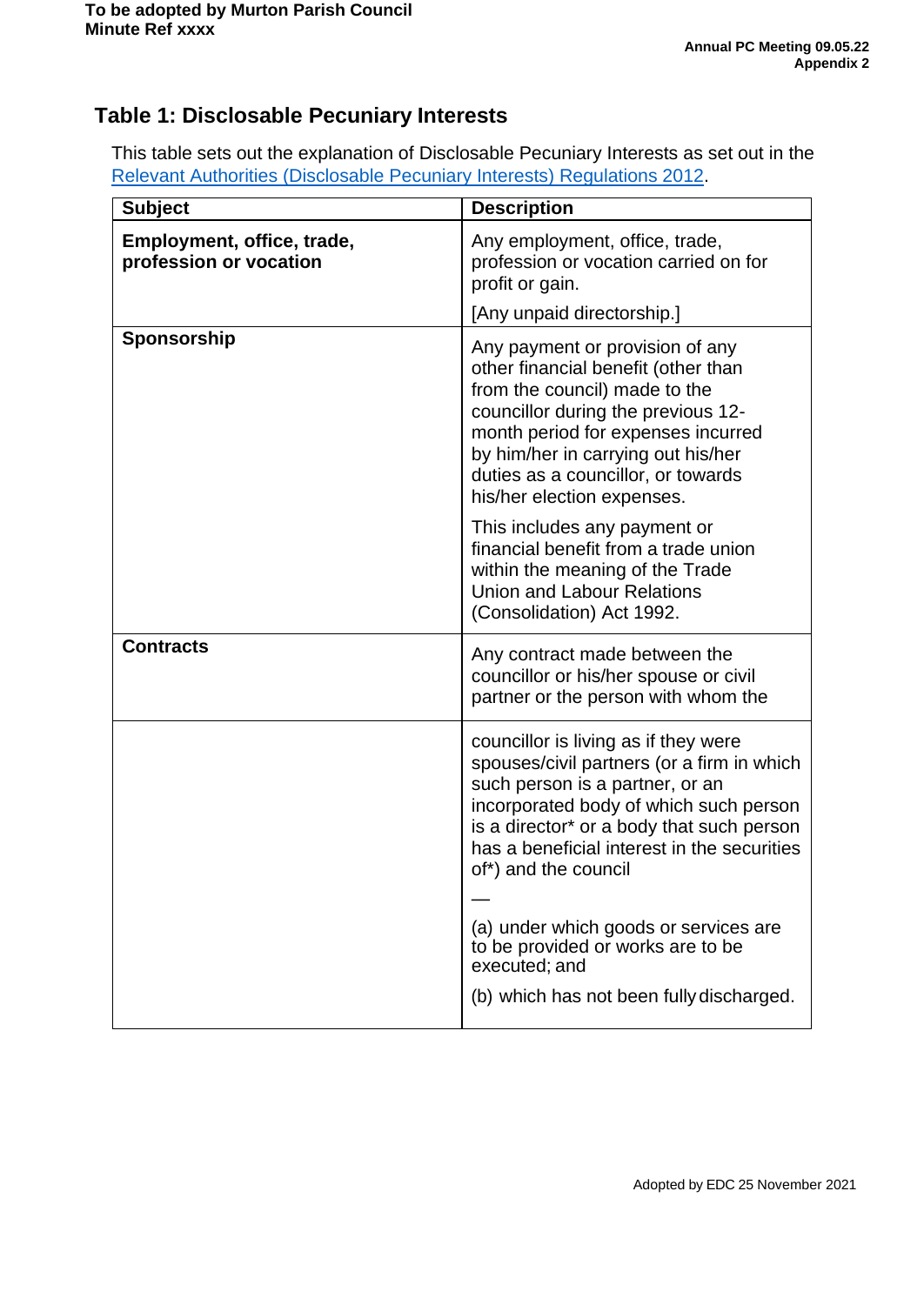To be adopted by Murton Parish Council
Minute Ref xxxx

Annual PC Meeting 09.05.22
Appendix 2

## Table 1: Disclosable Pecuniary Interests

This table sets out the explanation of Disclosable Pecuniary Interests as set out in the Relevant Authorities (Disclosable Pecuniary Interests) Regulations 2012.

| Subject | Description |
|---|---|
| **Employment, office, trade, profession or vocation** | Any employment, office, trade, profession or vocation carried on for profit or gain.<br><br>[Any unpaid directorship.] |
| **Sponsorship** | Any payment or provision of any other financial benefit (other than from the council) made to the councillor during the previous 12-month period for expenses incurred by him/her in carrying out his/her duties as a councillor, or towards his/her election expenses.<br><br>This includes any payment or financial benefit from a trade union within the meaning of the Trade Union and Labour Relations (Consolidation) Act 1992. |
| **Contracts** | Any contract made between the councillor or his/her spouse or civil partner or the person with whom the councillor is living as if they were spouses/civil partners (or a firm in which such person is a partner, or an incorporated body of which such person is a director* or a body that such person has a beneficial interest in the securities of*) and the council<br><br>—<br><br>(a) under which goods or services are to be provided or works are to be executed; and<br><br>(b) which has not been fully discharged. |

Adopted by EDC 25 November 2021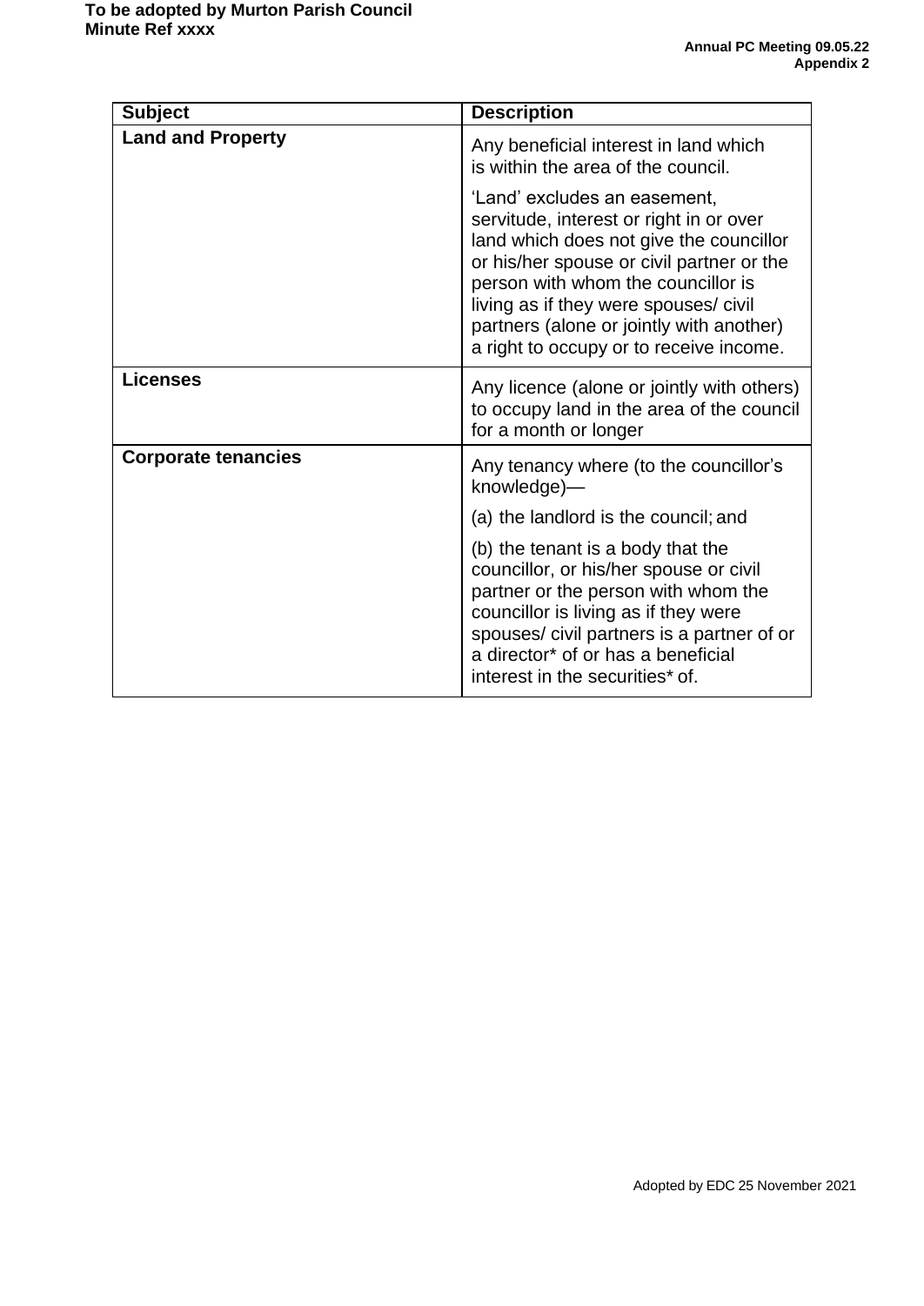| Subject | Description |
| --- | --- |
| **Land and Property** | Any beneficial interest in land which is within the area of the council.<br><br>'Land' excludes an easement, servitude, interest or right in or over land which does not give the councillor or his/her spouse or civil partner or the person with whom the councillor is living as if they were spouses/ civil partners (alone or jointly with another) a right to occupy or to receive income. |
| **Licenses** | Any licence (alone or jointly with others) to occupy land in the area of the council for a month or longer |
| **Corporate tenancies** | Any tenancy where (to the councillor's knowledge)—<br><br>(a) the landlord is the council; and<br><br>(b) the tenant is a body that the councillor, or his/her spouse or civil partner or the person with whom the councillor is living as if they were spouses/ civil partners is a partner of or a director* of or has a beneficial interest in the securities* of. |

Adopted by EDC 25 November 2021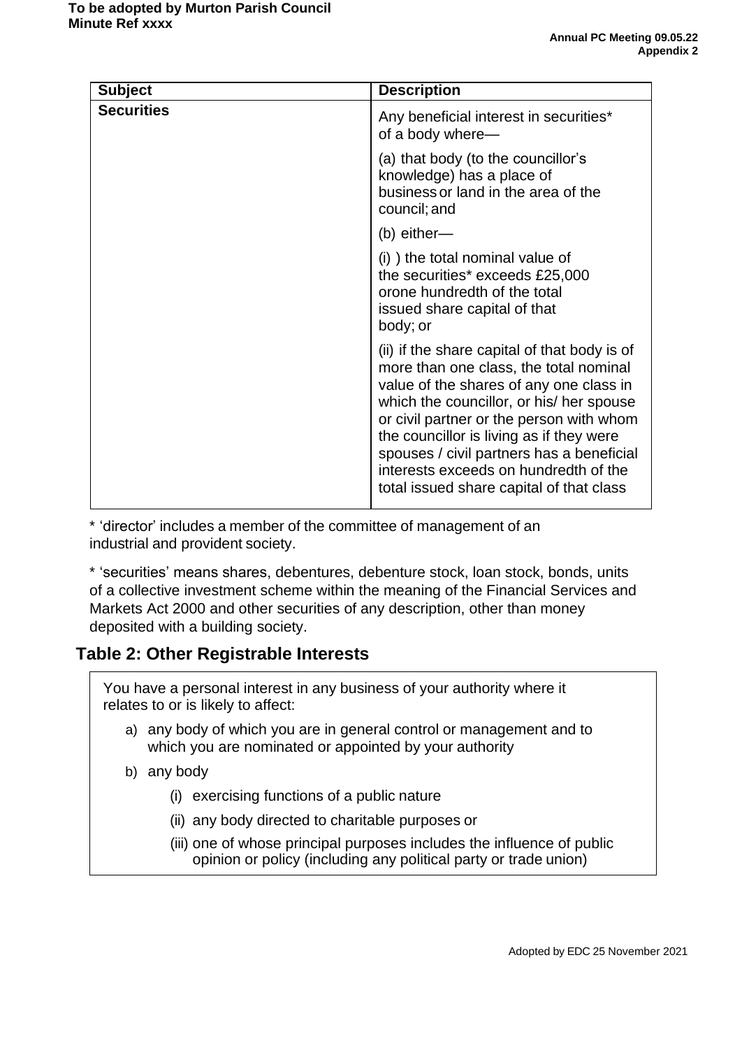| Subject | Description |
| --- | --- |
| **Securities** | Any beneficial interest in securities* of a body where—<br><br>(a) that body (to the councillor's knowledge) has a place of business or land in the area of the council; and<br><br>(b) either—<br><br>(i) ) the total nominal value of the securities* exceeds £25,000 orone hundredth of the total issued share capital of that body; or<br><br>(ii) if the share capital of that body is of more than one class, the total nominal value of the shares of any one class in which the councillor, or his/ her spouse or civil partner or the person with whom the councillor is living as if they were spouses / civil partners has a beneficial interests exceeds on hundredth of the total issued share capital of that class |

* 'director' includes a member of the committee of management of an industrial and provident society.

* 'securities' means shares, debentures, debenture stock, loan stock, bonds, units of a collective investment scheme within the meaning of the Financial Services and Markets Act 2000 and other securities of any description, other than money deposited with a building society.

## Table 2: Other Registrable Interests

You have a personal interest in any business of your authority where it relates to or is likely to affect:

a) any body of which you are in general control or management and to which you are nominated or appointed by your authority

b) any body

   (i) exercising functions of a public nature

   (ii) any body directed to charitable purposes or

   (iii) one of whose principal purposes includes the influence of public opinion or policy (including any political party or trade union)